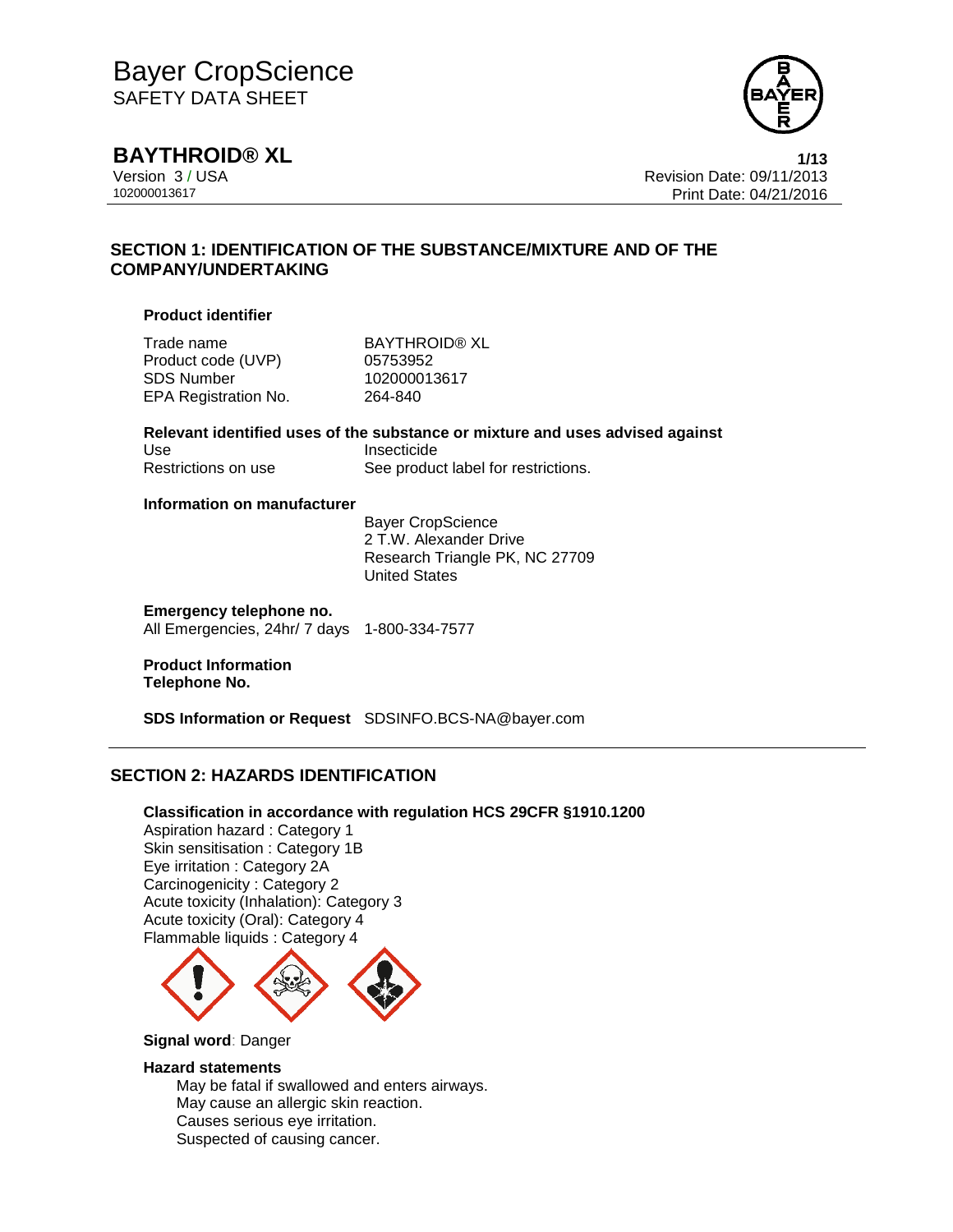Bayer CropScience
SAFETY DATA SHEET

# BAYTHROID® XL

Version 3 / USA
102000013617

Revision Date: 09/11/2013
Print Date: 04/21/2016

## SECTION 1: IDENTIFICATION OF THE SUBSTANCE/MIXTURE AND OF THE COMPANY/UNDERTAKING

### Product identifier

| | |
|---|---|
| Trade name | BAYTHROID® XL |
| Product code (UVP) | 05753952 |
| SDS Number | 102000013617 |
| EPA Registration No. | 264-840 |

### Relevant identified uses of the substance or mixture and uses advised against

| | |
|---|---|
| Use | Insecticide |
| Restrictions on use | See product label for restrictions. |

### Information on manufacturer

Bayer CropScience
2 T.W. Alexander Drive
Research Triangle PK, NC 27709
United States

### Emergency telephone no.

All Emergencies, 24hr/ 7 days 1-800-334-7577

**Product Information Telephone No.**

**SDS Information or Request** SDSINFO.BCS-NA@bayer.com

## SECTION 2: HAZARDS IDENTIFICATION

### Classification in accordance with regulation HCS 29CFR §1910.1200

Aspiration hazard : Category 1
Skin sensitisation : Category 1B
Eye irritation : Category 2A
Carcinogenicity : Category 2
Acute toxicity (Inhalation): Category 3
Acute toxicity (Oral): Category 4
Flammable liquids : Category 4

**Signal word**: Danger

### Hazard statements

May be fatal if swallowed and enters airways.
May cause an allergic skin reaction.
Causes serious eye irritation.
Suspected of causing cancer.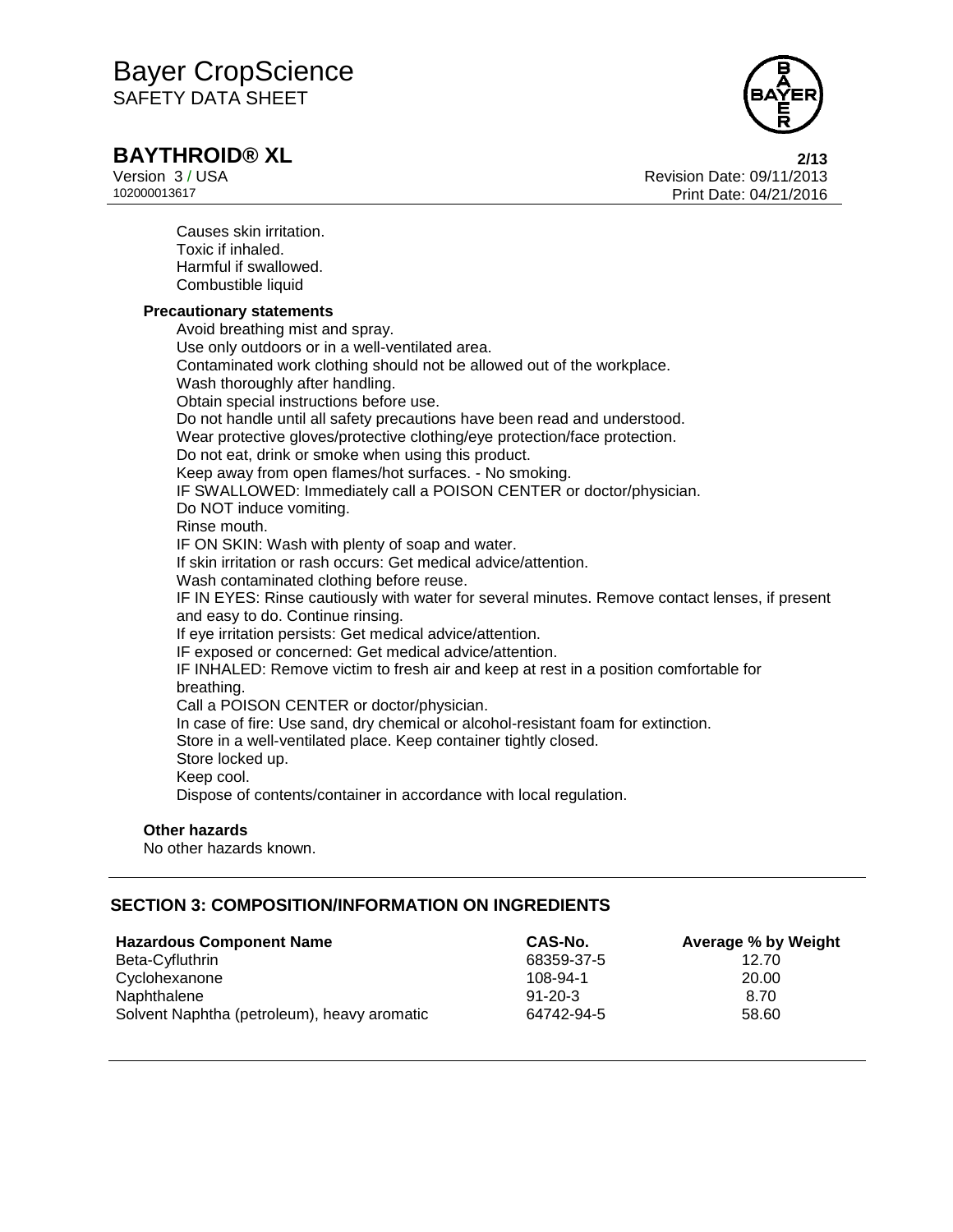Causes skin irritation.
Toxic if inhaled.
Harmful if swallowed.
Combustible liquid

**Precautionary statements**

Avoid breathing mist and spray.
Use only outdoors or in a well-ventilated area.
Contaminated work clothing should not be allowed out of the workplace.
Wash thoroughly after handling.
Obtain special instructions before use.
Do not handle until all safety precautions have been read and understood.
Wear protective gloves/protective clothing/eye protection/face protection.
Do not eat, drink or smoke when using this product.
Keep away from open flames/hot surfaces. - No smoking.
IF SWALLOWED: Immediately call a POISON CENTER or doctor/physician.
Do NOT induce vomiting.
Rinse mouth.
IF ON SKIN: Wash with plenty of soap and water.
If skin irritation or rash occurs: Get medical advice/attention.
Wash contaminated clothing before reuse.
IF IN EYES: Rinse cautiously with water for several minutes. Remove contact lenses, if present and easy to do. Continue rinsing.
If eye irritation persists: Get medical advice/attention.
IF exposed or concerned: Get medical advice/attention.
IF INHALED: Remove victim to fresh air and keep at rest in a position comfortable for breathing.
Call a POISON CENTER or doctor/physician.
In case of fire: Use sand, dry chemical or alcohol-resistant foam for extinction.
Store in a well-ventilated place. Keep container tightly closed.
Store locked up.
Keep cool.
Dispose of contents/container in accordance with local regulation.

**Other hazards**

No other hazards known.

## SECTION 3: COMPOSITION/INFORMATION ON INGREDIENTS

| Hazardous Component Name | CAS-No. | Average % by Weight |
|---|---|---|
| Beta-Cyfluthrin | 68359-37-5 | 12.70 |
| Cyclohexanone | 108-94-1 | 20.00 |
| Naphthalene | 91-20-3 | 8.70 |
| Solvent Naphtha (petroleum), heavy aromatic | 64742-94-5 | 58.60 |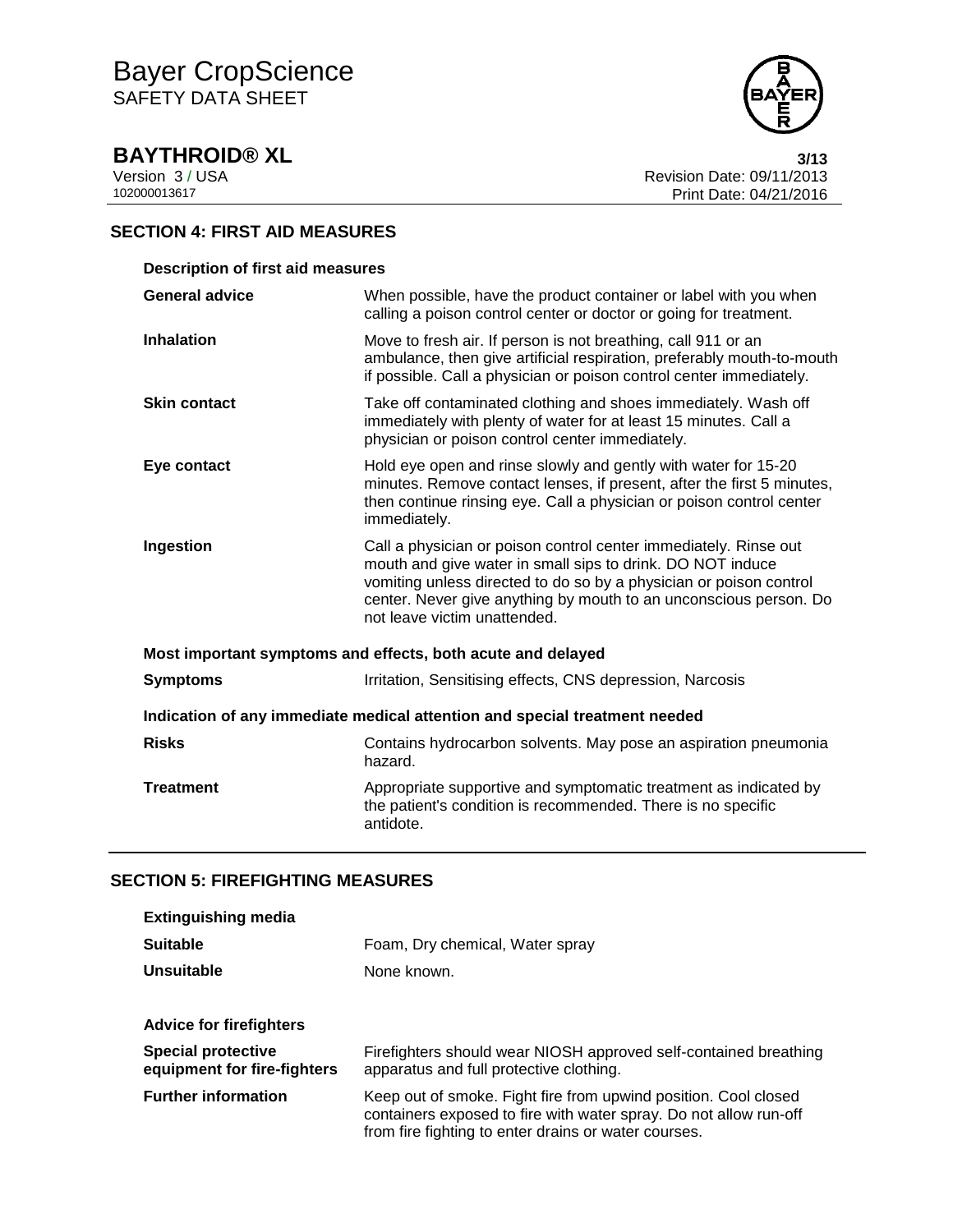## SECTION 4: FIRST AID MEASURES

**Description of first aid measures**

| | |
|---|---|
| **General advice** | When possible, have the product container or label with you when calling a poison control center or doctor or going for treatment. |
| **Inhalation** | Move to fresh air. If person is not breathing, call 911 or an ambulance, then give artificial respiration, preferably mouth-to-mouth if possible. Call a physician or poison control center immediately. |
| **Skin contact** | Take off contaminated clothing and shoes immediately. Wash off immediately with plenty of water for at least 15 minutes. Call a physician or poison control center immediately. |
| **Eye contact** | Hold eye open and rinse slowly and gently with water for 15-20 minutes. Remove contact lenses, if present, after the first 5 minutes, then continue rinsing eye. Call a physician or poison control center immediately. |
| **Ingestion** | Call a physician or poison control center immediately. Rinse out mouth and give water in small sips to drink. DO NOT induce vomiting unless directed to do so by a physician or poison control center. Never give anything by mouth to an unconscious person. Do not leave victim unattended. |

**Most important symptoms and effects, both acute and delayed**

| | |
|---|---|
| **Symptoms** | Irritation, Sensitising effects, CNS depression, Narcosis |

**Indication of any immediate medical attention and special treatment needed**

| | |
|---|---|
| **Risks** | Contains hydrocarbon solvents. May pose an aspiration pneumonia hazard. |
| **Treatment** | Appropriate supportive and symptomatic treatment as indicated by the patient's condition is recommended. There is no specific antidote. |

## SECTION 5: FIREFIGHTING MEASURES

**Extinguishing media**

| | |
|---|---|
| **Suitable** | Foam, Dry chemical, Water spray |
| **Unsuitable** | None known. |

**Advice for firefighters**

| | |
|---|---|
| **Special protective equipment for fire-fighters** | Firefighters should wear NIOSH approved self-contained breathing apparatus and full protective clothing. |
| **Further information** | Keep out of smoke. Fight fire from upwind position. Cool closed containers exposed to fire with water spray. Do not allow run-off from fire fighting to enter drains or water courses. |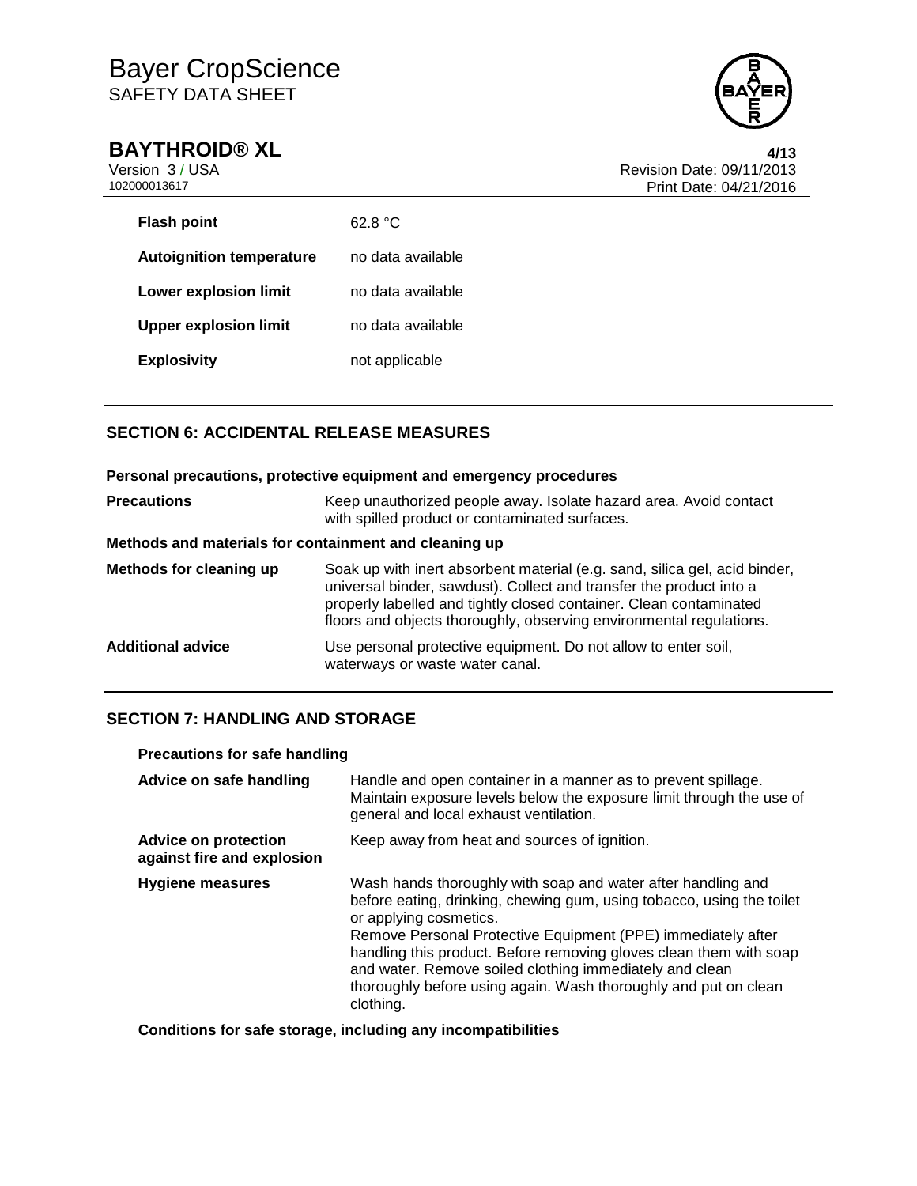| | |
|---|---|
| **Flash point** | 62.8 °C |
| **Autoignition temperature** | no data available |
| **Lower explosion limit** | no data available |
| **Upper explosion limit** | no data available |
| **Explosivity** | not applicable |

## SECTION 6: ACCIDENTAL RELEASE MEASURES

**Personal precautions, protective equipment and emergency procedures**

| | |
|---|---|
| **Precautions** | Keep unauthorized people away. Isolate hazard area. Avoid contact with spilled product or contaminated surfaces. |

**Methods and materials for containment and cleaning up**

| | |
|---|---|
| **Methods for cleaning up** | Soak up with inert absorbent material (e.g. sand, silica gel, acid binder, universal binder, sawdust). Collect and transfer the product into a properly labelled and tightly closed container. Clean contaminated floors and objects thoroughly, observing environmental regulations. |
| **Additional advice** | Use personal protective equipment. Do not allow to enter soil, waterways or waste water canal. |

## SECTION 7: HANDLING AND STORAGE

**Precautions for safe handling**

| | |
|---|---|
| **Advice on safe handling** | Handle and open container in a manner as to prevent spillage. Maintain exposure levels below the exposure limit through the use of general and local exhaust ventilation. |
| **Advice on protection against fire and explosion** | Keep away from heat and sources of ignition. |
| **Hygiene measures** | Wash hands thoroughly with soap and water after handling and before eating, drinking, chewing gum, using tobacco, using the toilet or applying cosmetics. Remove Personal Protective Equipment (PPE) immediately after handling this product. Before removing gloves clean them with soap and water. Remove soiled clothing immediately and clean thoroughly before using again. Wash thoroughly and put on clean clothing. |

**Conditions for safe storage, including any incompatibilities**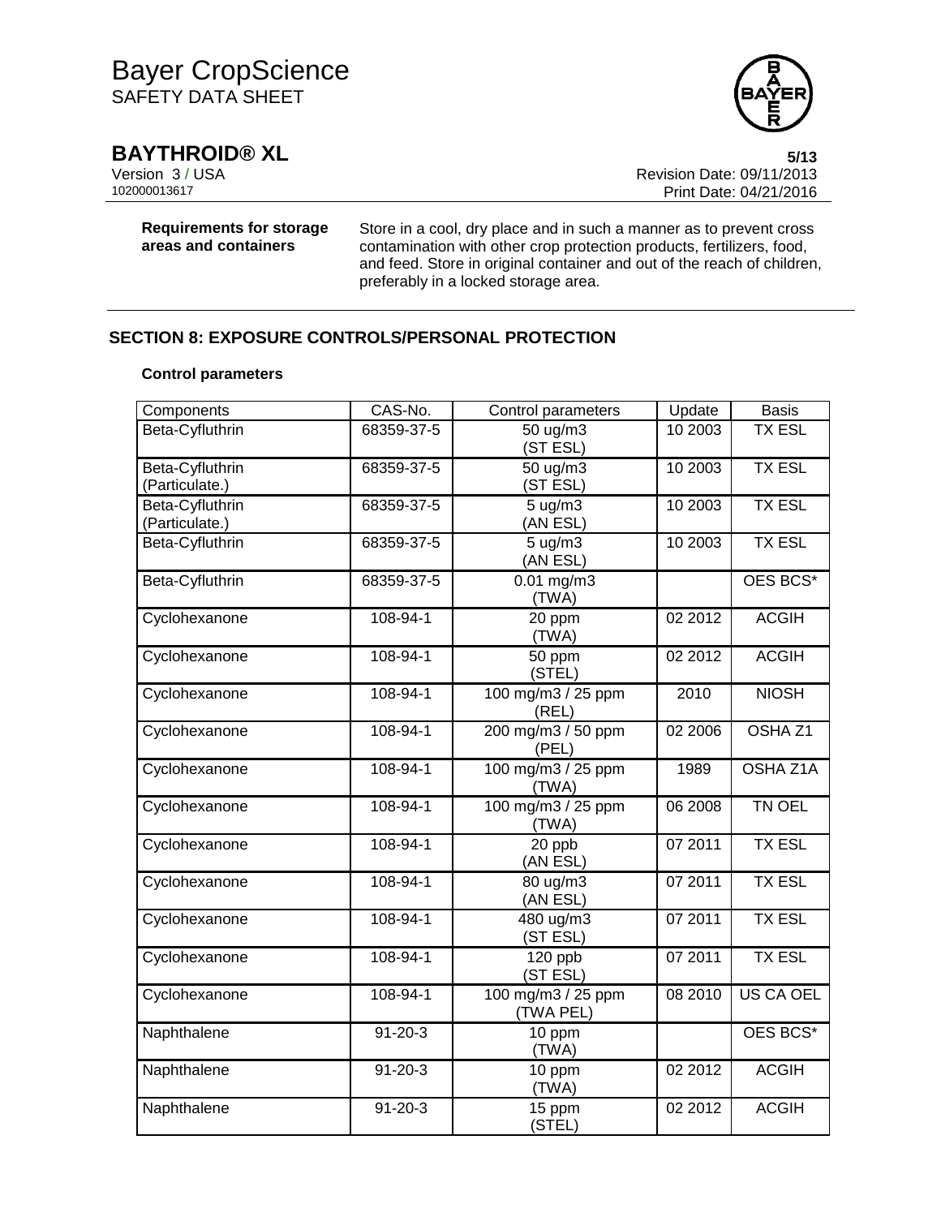**Requirements for storage areas and containers**

Store in a cool, dry place and in such a manner as to prevent cross contamination with other crop protection products, fertilizers, food, and feed. Store in original container and out of the reach of children, preferably in a locked storage area.

## SECTION 8: EXPOSURE CONTROLS/PERSONAL PROTECTION

### Control parameters

| Components | CAS-No. | Control parameters | Update | Basis |
|---|---|---|---|---|
| Beta-Cyfluthrin | 68359-37-5 | 50 ug/m3 (ST ESL) | 10 2003 | TX ESL |
| Beta-Cyfluthrin (Particulate.) | 68359-37-5 | 50 ug/m3 (ST ESL) | 10 2003 | TX ESL |
| Beta-Cyfluthrin (Particulate.) | 68359-37-5 | 5 ug/m3 (AN ESL) | 10 2003 | TX ESL |
| Beta-Cyfluthrin | 68359-37-5 | 5 ug/m3 (AN ESL) | 10 2003 | TX ESL |
| Beta-Cyfluthrin | 68359-37-5 | 0.01 mg/m3 (TWA) | | OES BCS* |
| Cyclohexanone | 108-94-1 | 20 ppm (TWA) | 02 2012 | ACGIH |
| Cyclohexanone | 108-94-1 | 50 ppm (STEL) | 02 2012 | ACGIH |
| Cyclohexanone | 108-94-1 | 100 mg/m3 / 25 ppm (REL) | 2010 | NIOSH |
| Cyclohexanone | 108-94-1 | 200 mg/m3 / 50 ppm (PEL) | 02 2006 | OSHA Z1 |
| Cyclohexanone | 108-94-1 | 100 mg/m3 / 25 ppm (TWA) | 1989 | OSHA Z1A |
| Cyclohexanone | 108-94-1 | 100 mg/m3 / 25 ppm (TWA) | 06 2008 | TN OEL |
| Cyclohexanone | 108-94-1 | 20 ppb (AN ESL) | 07 2011 | TX ESL |
| Cyclohexanone | 108-94-1 | 80 ug/m3 (AN ESL) | 07 2011 | TX ESL |
| Cyclohexanone | 108-94-1 | 480 ug/m3 (ST ESL) | 07 2011 | TX ESL |
| Cyclohexanone | 108-94-1 | 120 ppb (ST ESL) | 07 2011 | TX ESL |
| Cyclohexanone | 108-94-1 | 100 mg/m3 / 25 ppm (TWA PEL) | 08 2010 | US CA OEL |
| Naphthalene | 91-20-3 | 10 ppm (TWA) | | OES BCS* |
| Naphthalene | 91-20-3 | 10 ppm (TWA) | 02 2012 | ACGIH |
| Naphthalene | 91-20-3 | 15 ppm (STEL) | 02 2012 | ACGIH |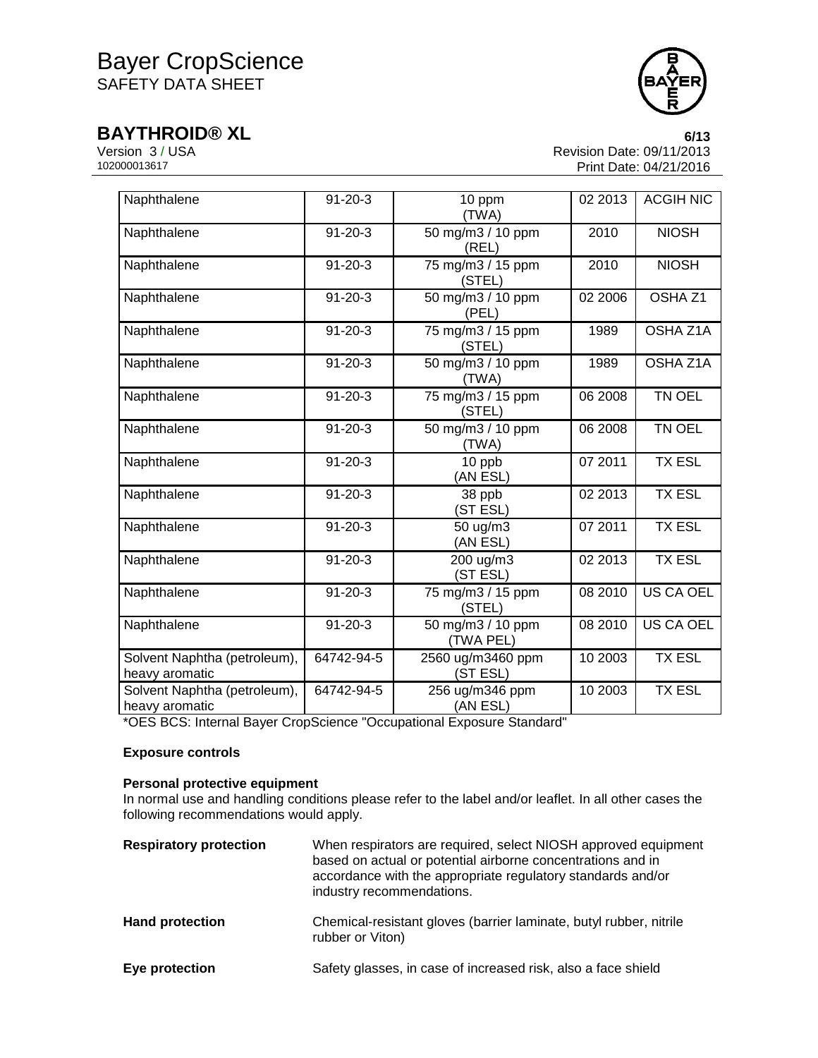| | | | | |
|---|---|---|---|---|
| Naphthalene | 91-20-3 | 10 ppm (TWA) | 02 2013 | ACGIH NIC |
| Naphthalene | 91-20-3 | 50 mg/m3 / 10 ppm (REL) | 2010 | NIOSH |
| Naphthalene | 91-20-3 | 75 mg/m3 / 15 ppm (STEL) | 2010 | NIOSH |
| Naphthalene | 91-20-3 | 50 mg/m3 / 10 ppm (PEL) | 02 2006 | OSHA Z1 |
| Naphthalene | 91-20-3 | 75 mg/m3 / 15 ppm (STEL) | 1989 | OSHA Z1A |
| Naphthalene | 91-20-3 | 50 mg/m3 / 10 ppm (TWA) | 1989 | OSHA Z1A |
| Naphthalene | 91-20-3 | 75 mg/m3 / 15 ppm (STEL) | 06 2008 | TN OEL |
| Naphthalene | 91-20-3 | 50 mg/m3 / 10 ppm (TWA) | 06 2008 | TN OEL |
| Naphthalene | 91-20-3 | 10 ppb (AN ESL) | 07 2011 | TX ESL |
| Naphthalene | 91-20-3 | 38 ppb (ST ESL) | 02 2013 | TX ESL |
| Naphthalene | 91-20-3 | 50 ug/m3 (AN ESL) | 07 2011 | TX ESL |
| Naphthalene | 91-20-3 | 200 ug/m3 (ST ESL) | 02 2013 | TX ESL |
| Naphthalene | 91-20-3 | 75 mg/m3 / 15 ppm (STEL) | 08 2010 | US CA OEL |
| Naphthalene | 91-20-3 | 50 mg/m3 / 10 ppm (TWA PEL) | 08 2010 | US CA OEL |
| Solvent Naphtha (petroleum), heavy aromatic | 64742-94-5 | 2560 ug/m3460 ppm (ST ESL) | 10 2003 | TX ESL |
| Solvent Naphtha (petroleum), heavy aromatic | 64742-94-5 | 256 ug/m346 ppm (AN ESL) | 10 2003 | TX ESL |

*OES BCS: Internal Bayer CropScience "Occupational Exposure Standard"

**Exposure controls**

**Personal protective equipment**

In normal use and handling conditions please refer to the label and/or leaflet. In all other cases the following recommendations would apply.

**Respiratory protection** When respirators are required, select NIOSH approved equipment based on actual or potential airborne concentrations and in accordance with the appropriate regulatory standards and/or industry recommendations.

**Hand protection** Chemical-resistant gloves (barrier laminate, butyl rubber, nitrile rubber or Viton)

**Eye protection** Safety glasses, in case of increased risk, also a face shield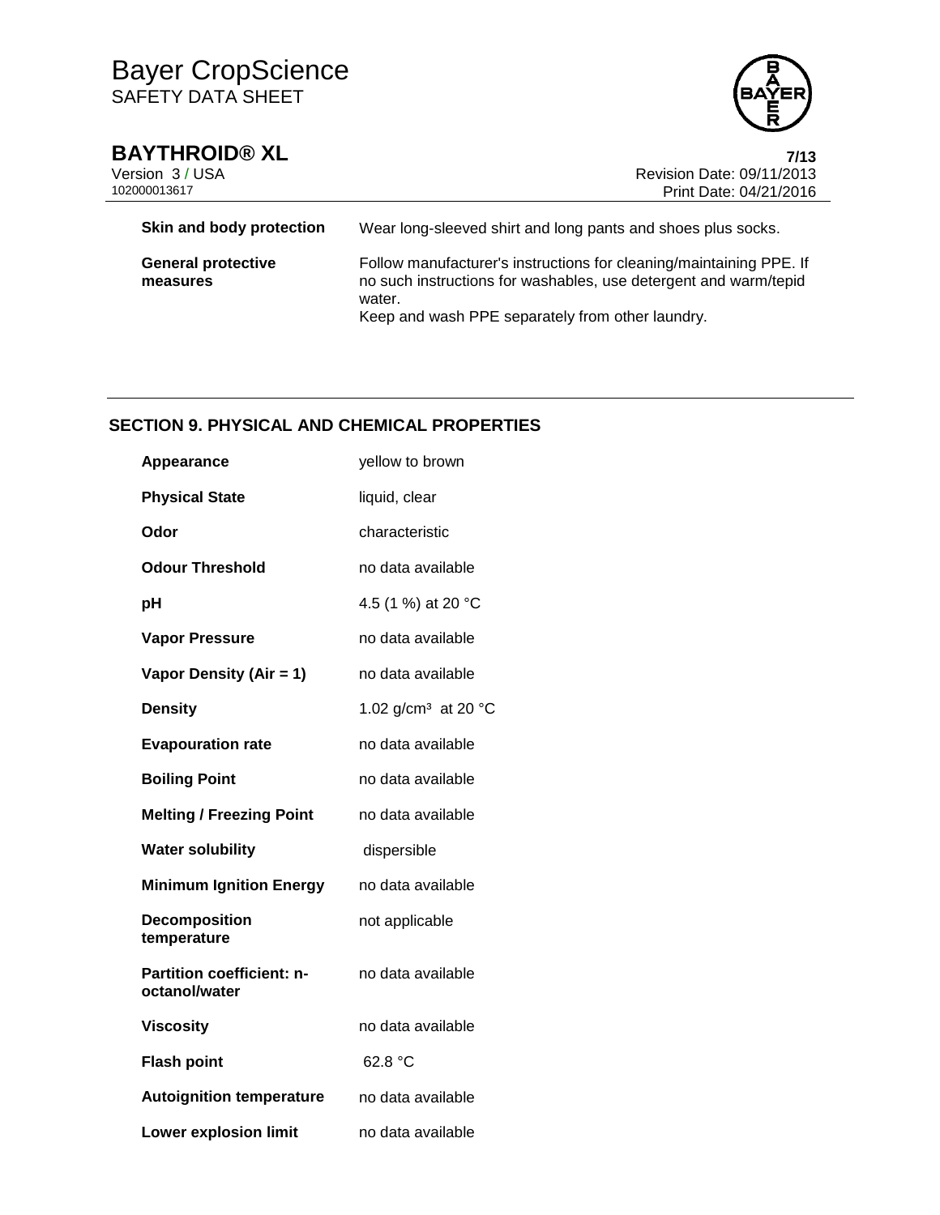| | |
|---|---|
| **Skin and body protection** | Wear long-sleeved shirt and long pants and shoes plus socks. |
| **General protective measures** | Follow manufacturer's instructions for cleaning/maintaining PPE. If no such instructions for washables, use detergent and warm/tepid water.<br>Keep and wash PPE separately from other laundry. |

## SECTION 9. PHYSICAL AND CHEMICAL PROPERTIES

| | |
|---|---|
| **Appearance** | yellow to brown |
| **Physical State** | liquid, clear |
| **Odor** | characteristic |
| **Odour Threshold** | no data available |
| **pH** | 4.5 (1 %) at 20 °C |
| **Vapor Pressure** | no data available |
| **Vapor Density (Air = 1)** | no data available |
| **Density** | 1.02 g/cm³ at 20 °C |
| **Evapouration rate** | no data available |
| **Boiling Point** | no data available |
| **Melting / Freezing Point** | no data available |
| **Water solubility** | dispersible |
| **Minimum Ignition Energy** | no data available |
| **Decomposition temperature** | not applicable |
| **Partition coefficient: n-octanol/water** | no data available |
| **Viscosity** | no data available |
| **Flash point** | 62.8 °C |
| **Autoignition temperature** | no data available |
| **Lower explosion limit** | no data available |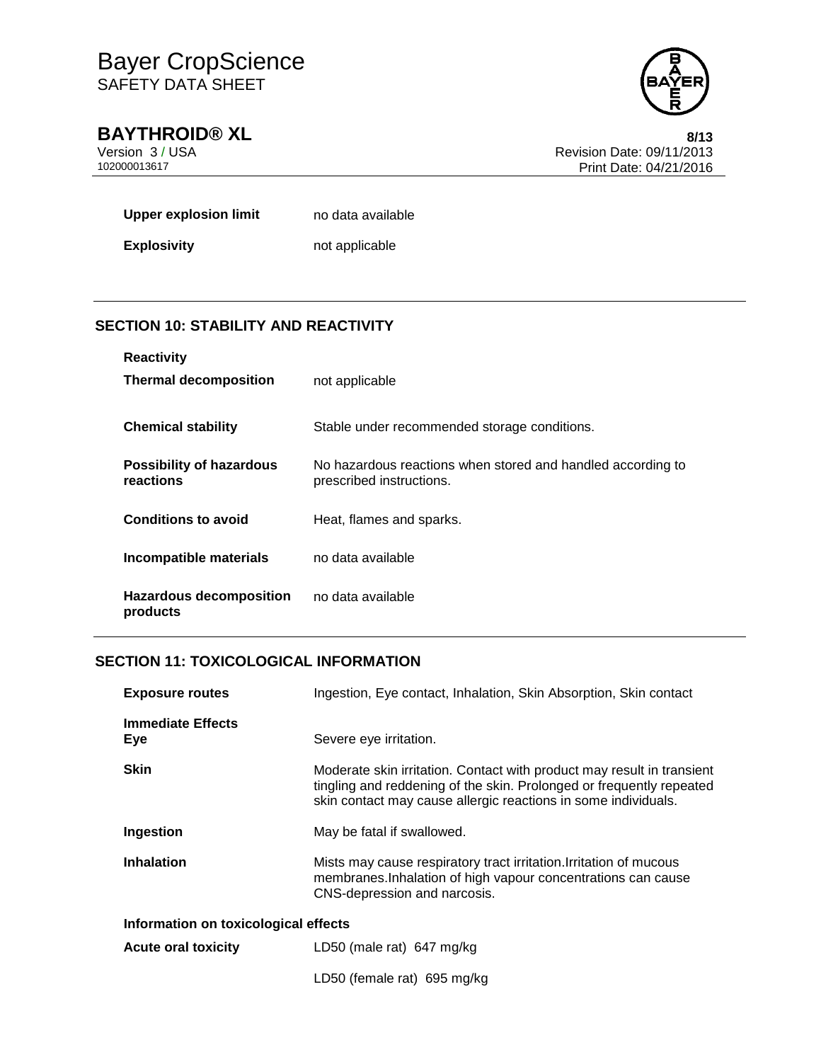| | |
|---|---|
| **Upper explosion limit** | no data available |
| **Explosivity** | not applicable |

## SECTION 10: STABILITY AND REACTIVITY

| | |
|---|---|
| **Reactivity** | |
| **Thermal decomposition** | not applicable |
| **Chemical stability** | Stable under recommended storage conditions. |
| **Possibility of hazardous reactions** | No hazardous reactions when stored and handled according to prescribed instructions. |
| **Conditions to avoid** | Heat, flames and sparks. |
| **Incompatible materials** | no data available |
| **Hazardous decomposition products** | no data available |

## SECTION 11: TOXICOLOGICAL INFORMATION

| | |
|---|---|
| **Exposure routes** | Ingestion, Eye contact, Inhalation, Skin Absorption, Skin contact |
| **Immediate Effects** | |
| **Eye** | Severe eye irritation. |
| **Skin** | Moderate skin irritation. Contact with product may result in transient tingling and reddening of the skin. Prolonged or frequently repeated skin contact may cause allergic reactions in some individuals. |
| **Ingestion** | May be fatal if swallowed. |
| **Inhalation** | Mists may cause respiratory tract irritation.Irritation of mucous membranes.Inhalation of high vapour concentrations can cause CNS-depression and narcosis. |

**Information on toxicological effects**

| | |
|---|---|
| **Acute oral toxicity** | LD50 (male rat) 647 mg/kg |
| | LD50 (female rat) 695 mg/kg |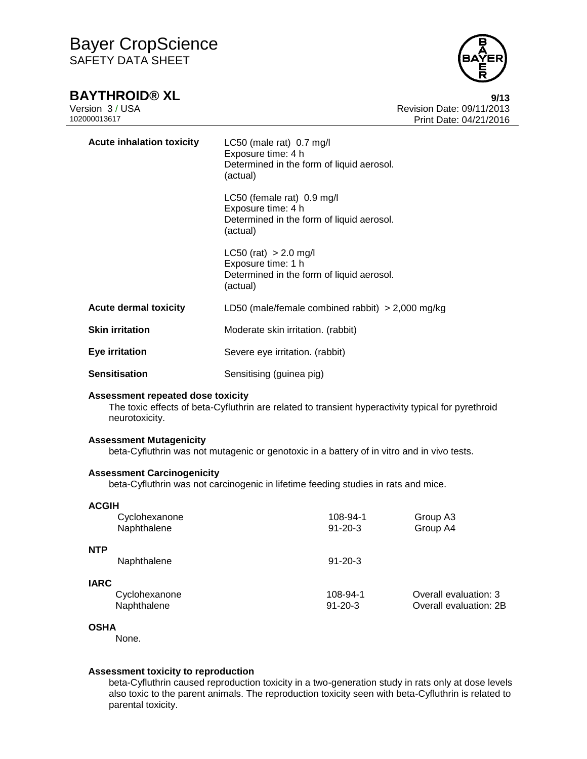| | |
|---|---|
| **Acute inhalation toxicity** | LC50 (male rat) 0.7 mg/l<br>Exposure time: 4 h<br>Determined in the form of liquid aerosol.<br>(actual) |
| | LC50 (female rat) 0.9 mg/l<br>Exposure time: 4 h<br>Determined in the form of liquid aerosol.<br>(actual) |
| | LC50 (rat) > 2.0 mg/l<br>Exposure time: 1 h<br>Determined in the form of liquid aerosol.<br>(actual) |
| **Acute dermal toxicity** | LD50 (male/female combined rabbit) > 2,000 mg/kg |
| **Skin irritation** | Moderate skin irritation. (rabbit) |
| **Eye irritation** | Severe eye irritation. (rabbit) |
| **Sensitisation** | Sensitising (guinea pig) |

**Assessment repeated dose toxicity**

The toxic effects of beta-Cyfluthrin are related to transient hyperactivity typical for pyrethroid neurotoxicity.

**Assessment Mutagenicity**

beta-Cyfluthrin was not mutagenic or genotoxic in a battery of in vitro and in vivo tests.

**Assessment Carcinogenicity**

beta-Cyfluthrin was not carcinogenic in lifetime feeding studies in rats and mice.

**ACGIH**

| | | |
|---|---|---|
| Cyclohexanone | 108-94-1 | Group A3 |
| Naphthalene | 91-20-3 | Group A4 |

**NTP**

| | |
|---|---|
| Naphthalene | 91-20-3 |

**IARC**

| | | |
|---|---|---|
| Cyclohexanone | 108-94-1 | Overall evaluation: 3 |
| Naphthalene | 91-20-3 | Overall evaluation: 2B |

**OSHA**

None.

**Assessment toxicity to reproduction**

beta-Cyfluthrin caused reproduction toxicity in a two-generation study in rats only at dose levels also toxic to the parent animals. The reproduction toxicity seen with beta-Cyfluthrin is related to parental toxicity.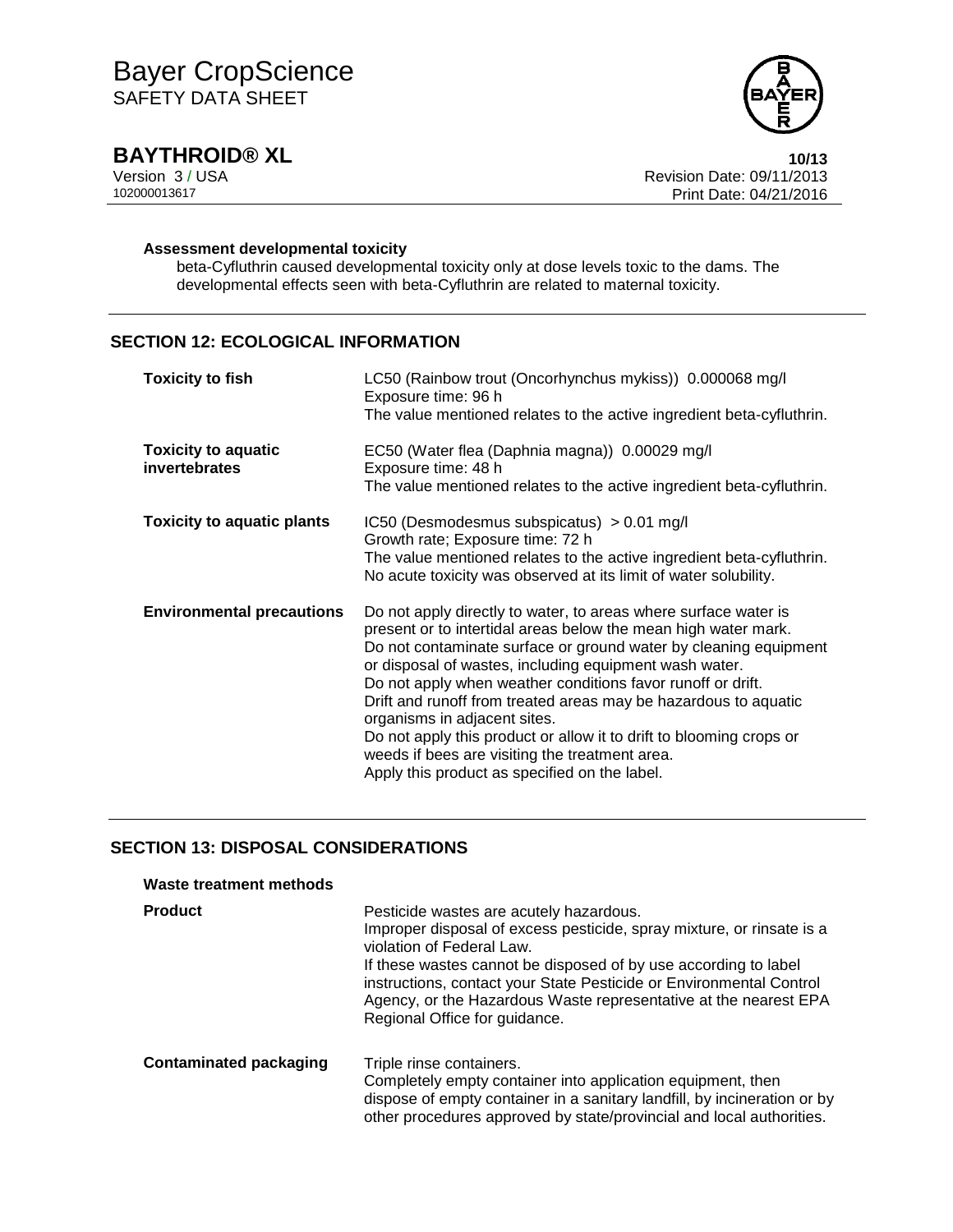**Assessment developmental toxicity**

beta-Cyfluthrin caused developmental toxicity only at dose levels toxic to the dams. The developmental effects seen with beta-Cyfluthrin are related to maternal toxicity.

## SECTION 12: ECOLOGICAL INFORMATION

| | |
|---|---|
| **Toxicity to fish** | LC50 (Rainbow trout (Oncorhynchus mykiss)) 0.000068 mg/l<br>Exposure time: 96 h<br>The value mentioned relates to the active ingredient beta-cyfluthrin. |
| **Toxicity to aquatic invertebrates** | EC50 (Water flea (Daphnia magna)) 0.00029 mg/l<br>Exposure time: 48 h<br>The value mentioned relates to the active ingredient beta-cyfluthrin. |
| **Toxicity to aquatic plants** | IC50 (Desmodesmus subspicatus) > 0.01 mg/l<br>Growth rate; Exposure time: 72 h<br>The value mentioned relates to the active ingredient beta-cyfluthrin.<br>No acute toxicity was observed at its limit of water solubility. |
| **Environmental precautions** | Do not apply directly to water, to areas where surface water is present or to intertidal areas below the mean high water mark.<br>Do not contaminate surface or ground water by cleaning equipment or disposal of wastes, including equipment wash water.<br>Do not apply when weather conditions favor runoff or drift.<br>Drift and runoff from treated areas may be hazardous to aquatic organisms in adjacent sites.<br>Do not apply this product or allow it to drift to blooming crops or weeds if bees are visiting the treatment area.<br>Apply this product as specified on the label. |

## SECTION 13: DISPOSAL CONSIDERATIONS

**Waste treatment methods**

| | |
|---|---|
| **Product** | Pesticide wastes are acutely hazardous.<br>Improper disposal of excess pesticide, spray mixture, or rinsate is a violation of Federal Law.<br>If these wastes cannot be disposed of by use according to label instructions, contact your State Pesticide or Environmental Control Agency, or the Hazardous Waste representative at the nearest EPA Regional Office for guidance. |
| **Contaminated packaging** | Triple rinse containers.<br>Completely empty container into application equipment, then dispose of empty container in a sanitary landfill, by incineration or by other procedures approved by state/provincial and local authorities. |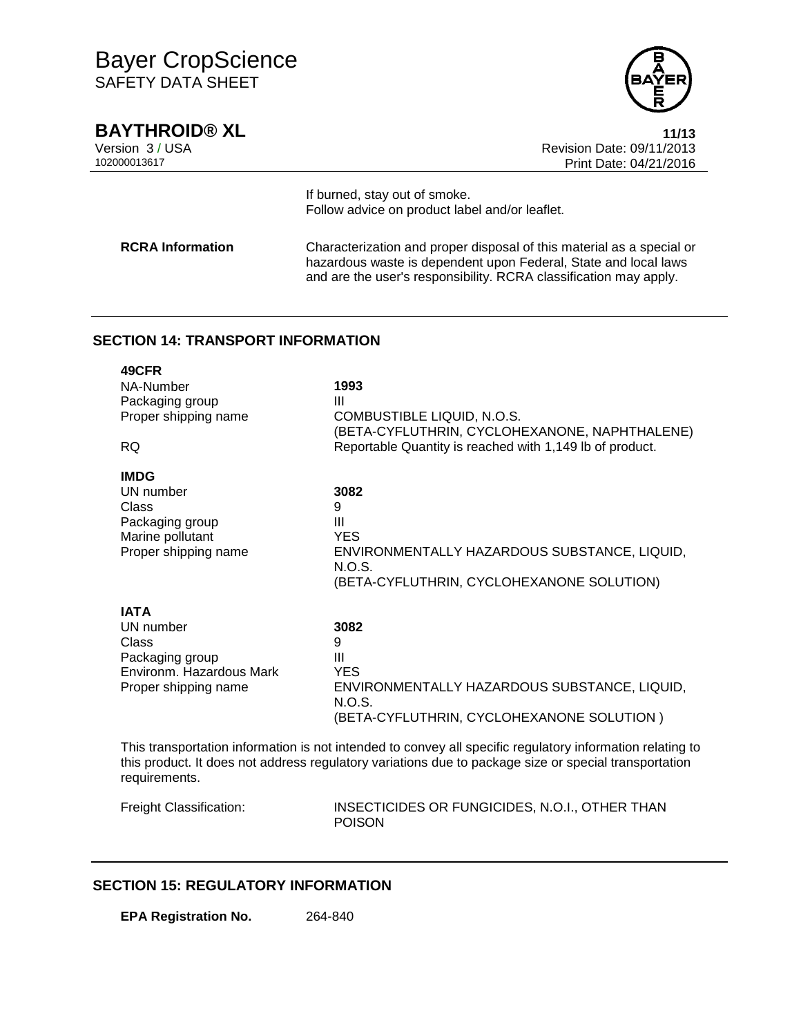If burned, stay out of smoke.
Follow advice on product label and/or leaflet.

| | |
|---|---|
| **RCRA Information** | Characterization and proper disposal of this material as a special or hazardous waste is dependent upon Federal, State and local laws and are the user's responsibility. RCRA classification may apply. |

## SECTION 14: TRANSPORT INFORMATION

**49CFR**

| | |
|---|---|
| NA-Number | **1993** |
| Packaging group | III |
| Proper shipping name | COMBUSTIBLE LIQUID, N.O.S. (BETA-CYFLUTHRIN, CYCLOHEXANONE, NAPHTHALENE) |
| RQ | Reportable Quantity is reached with 1,149 lb of product. |

**IMDG**

| | |
|---|---|
| UN number | **3082** |
| Class | 9 |
| Packaging group | III |
| Marine pollutant | YES |
| Proper shipping name | ENVIRONMENTALLY HAZARDOUS SUBSTANCE, LIQUID, N.O.S. (BETA-CYFLUTHRIN, CYCLOHEXANONE SOLUTION) |

**IATA**

| | |
|---|---|
| UN number | **3082** |
| Class | 9 |
| Packaging group | III |
| Environm. Hazardous Mark | YES |
| Proper shipping name | ENVIRONMENTALLY HAZARDOUS SUBSTANCE, LIQUID, N.O.S. (BETA-CYFLUTHRIN, CYCLOHEXANONE SOLUTION ) |

This transportation information is not intended to convey all specific regulatory information relating to this product. It does not address regulatory variations due to package size or special transportation requirements.

| | |
|---|---|
| Freight Classification: | INSECTICIDES OR FUNGICIDES, N.O.I., OTHER THAN POISON |

## SECTION 15: REGULATORY INFORMATION

**EPA Registration No.** 264-840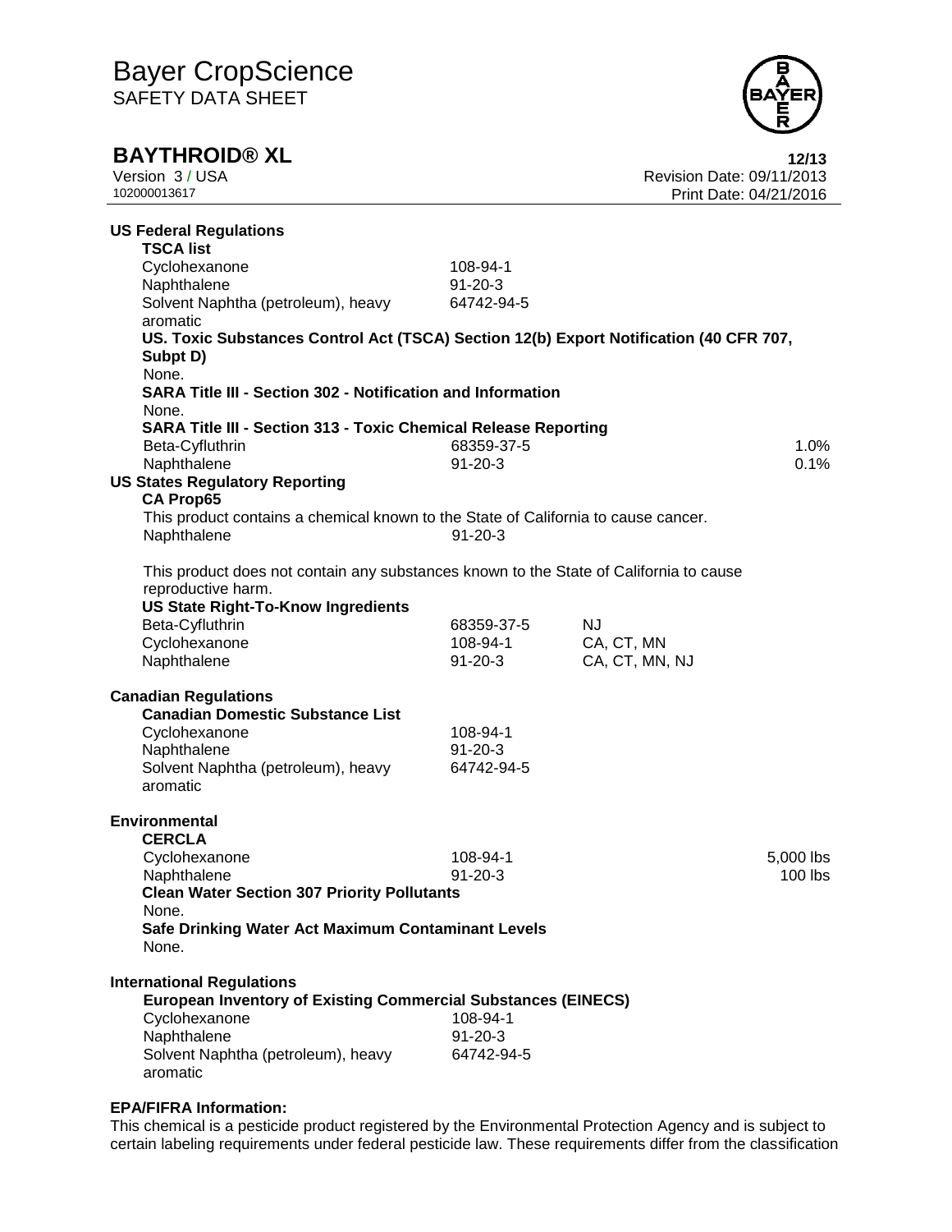### US Federal Regulations

**TSCA list**

| | |
|---|---|
| Cyclohexanone | 108-94-1 |
| Naphthalene | 91-20-3 |
| Solvent Naphtha (petroleum), heavy aromatic | 64742-94-5 |

**US. Toxic Substances Control Act (TSCA) Section 12(b) Export Notification (40 CFR 707, Subpt D)**

None.

**SARA Title III - Section 302 - Notification and Information**

None.

**SARA Title III - Section 313 - Toxic Chemical Release Reporting**

| | | |
|---|---|---|
| Beta-Cyfluthrin | 68359-37-5 | 1.0% |
| Naphthalene | 91-20-3 | 0.1% |

### US States Regulatory Reporting

**CA Prop65**

This product contains a chemical known to the State of California to cause cancer.

| | |
|---|---|
| Naphthalene | 91-20-3 |

This product does not contain any substances known to the State of California to cause reproductive harm.

**US State Right-To-Know Ingredients**

| | | |
|---|---|---|
| Beta-Cyfluthrin | 68359-37-5 | NJ |
| Cyclohexanone | 108-94-1 | CA, CT, MN |
| Naphthalene | 91-20-3 | CA, CT, MN, NJ |

### Canadian Regulations

**Canadian Domestic Substance List**

| | |
|---|---|
| Cyclohexanone | 108-94-1 |
| Naphthalene | 91-20-3 |
| Solvent Naphtha (petroleum), heavy aromatic | 64742-94-5 |

### Environmental

**CERCLA**

| | | |
|---|---|---|
| Cyclohexanone | 108-94-1 | 5,000 lbs |
| Naphthalene | 91-20-3 | 100 lbs |

**Clean Water Section 307 Priority Pollutants**

None.

**Safe Drinking Water Act Maximum Contaminant Levels**

None.

### International Regulations

**European Inventory of Existing Commercial Substances (EINECS)**

| | |
|---|---|
| Cyclohexanone | 108-94-1 |
| Naphthalene | 91-20-3 |
| Solvent Naphtha (petroleum), heavy aromatic | 64742-94-5 |

### EPA/FIFRA Information:

This chemical is a pesticide product registered by the Environmental Protection Agency and is subject to certain labeling requirements under federal pesticide law. These requirements differ from the classification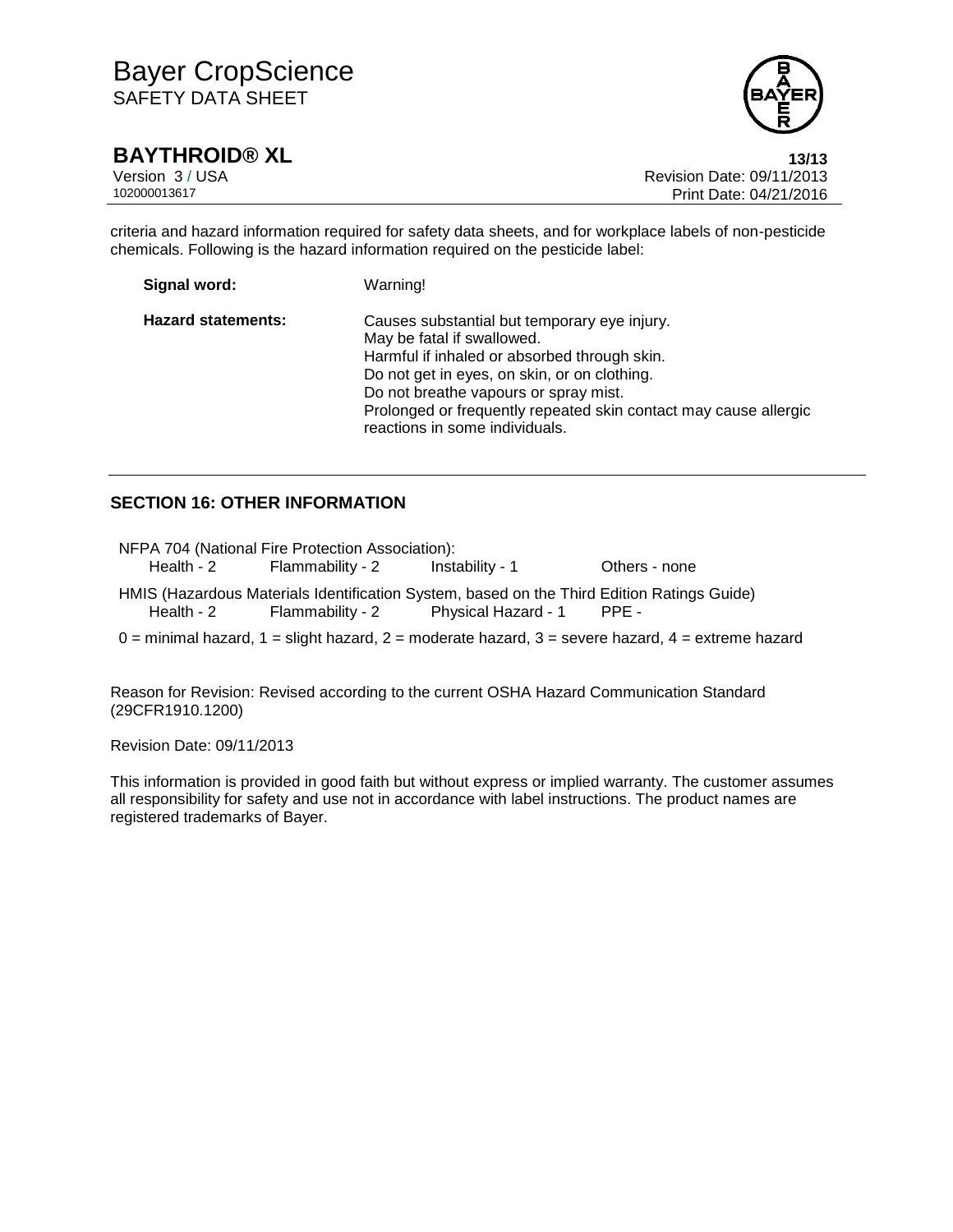criteria and hazard information required for safety data sheets, and for workplace labels of non-pesticide chemicals. Following is the hazard information required on the pesticide label:

| | |
|---|---|
| **Signal word:** | Warning! |
| **Hazard statements:** | Causes substantial but temporary eye injury.<br>May be fatal if swallowed.<br>Harmful if inhaled or absorbed through skin.<br>Do not get in eyes, on skin, or on clothing.<br>Do not breathe vapours or spray mist.<br>Prolonged or frequently repeated skin contact may cause allergic reactions in some individuals. |

## SECTION 16: OTHER INFORMATION

NFPA 704 (National Fire Protection Association):

| | | | |
|---|---|---|---|
| Health - 2 | Flammability - 2 | Instability - 1 | Others - none |

HMIS (Hazardous Materials Identification System, based on the Third Edition Ratings Guide)

| | | | |
|---|---|---|---|
| Health - 2 | Flammability - 2 | Physical Hazard - 1 | PPE - |

0 = minimal hazard, 1 = slight hazard, 2 = moderate hazard, 3 = severe hazard, 4 = extreme hazard

Reason for Revision: Revised according to the current OSHA Hazard Communication Standard (29CFR1910.1200)

Revision Date: 09/11/2013

This information is provided in good faith but without express or implied warranty. The customer assumes all responsibility for safety and use not in accordance with label instructions. The product names are registered trademarks of Bayer.